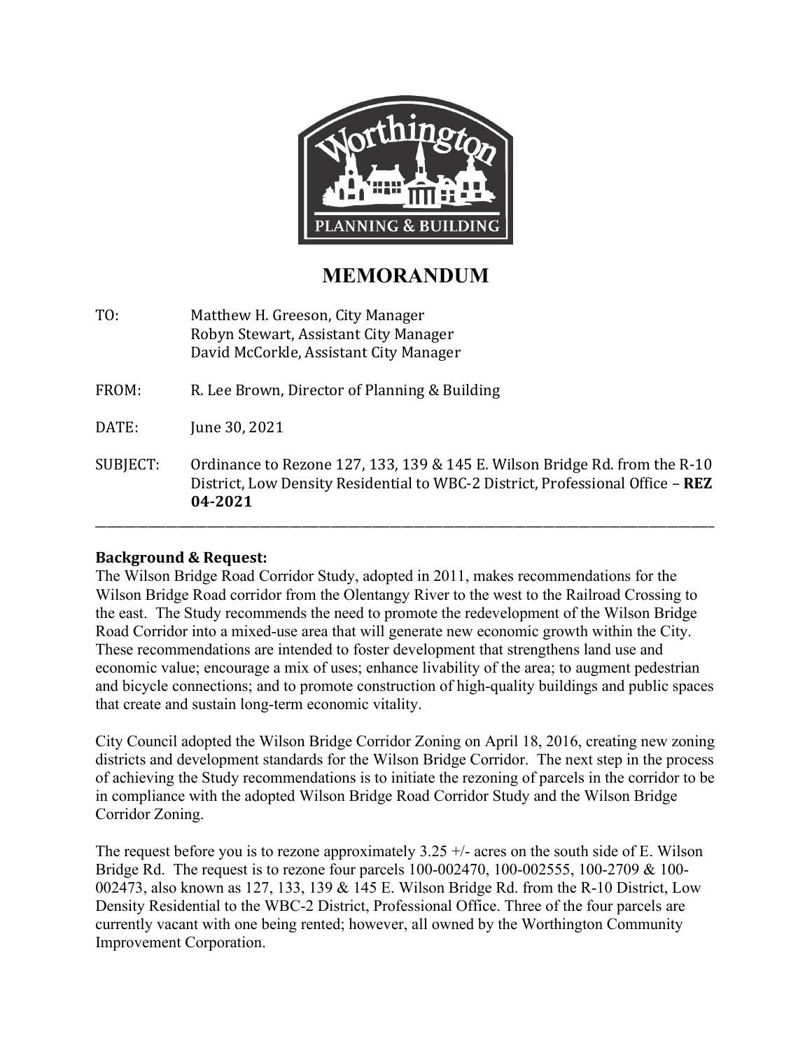# MEMORANDUM

TO: Matthew H. Greeson, City Manager
Robyn Stewart, Assistant City Manager
David McCorkle, Assistant City Manager

FROM: R. Lee Brown, Director of Planning & Building

DATE: June 30, 2021

SUBJECT: Ordinance to Rezone 127, 133, 139 & 145 E. Wilson Bridge Rd. from the R-10 District, Low Density Residential to WBC-2 District, Professional Office – **REZ 04-2021**

---

## Background & Request:

The Wilson Bridge Road Corridor Study, adopted in 2011, makes recommendations for the Wilson Bridge Road corridor from the Olentangy River to the west to the Railroad Crossing to the east. The Study recommends the need to promote the redevelopment of the Wilson Bridge Road Corridor into a mixed-use area that will generate new economic growth within the City. These recommendations are intended to foster development that strengthens land use and economic value; encourage a mix of uses; enhance livability of the area; to augment pedestrian and bicycle connections; and to promote construction of high-quality buildings and public spaces that create and sustain long-term economic vitality.

City Council adopted the Wilson Bridge Corridor Zoning on April 18, 2016, creating new zoning districts and development standards for the Wilson Bridge Corridor. The next step in the process of achieving the Study recommendations is to initiate the rezoning of parcels in the corridor to be in compliance with the adopted Wilson Bridge Road Corridor Study and the Wilson Bridge Corridor Zoning.

The request before you is to rezone approximately 3.25 +/- acres on the south side of E. Wilson Bridge Rd. The request is to rezone four parcels 100-002470, 100-002555, 100-2709 & 100-002473, also known as 127, 133, 139 & 145 E. Wilson Bridge Rd. from the R-10 District, Low Density Residential to the WBC-2 District, Professional Office. Three of the four parcels are currently vacant with one being rented; however, all owned by the Worthington Community Improvement Corporation.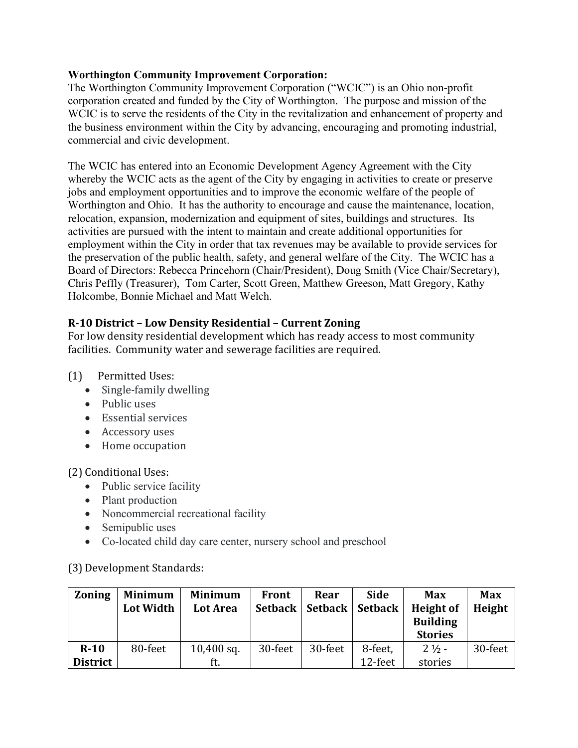**Worthington Community Improvement Corporation:**
The Worthington Community Improvement Corporation ("WCIC") is an Ohio non-profit corporation created and funded by the City of Worthington. The purpose and mission of the WCIC is to serve the residents of the City in the revitalization and enhancement of property and the business environment within the City by advancing, encouraging and promoting industrial, commercial and civic development.

The WCIC has entered into an Economic Development Agency Agreement with the City whereby the WCIC acts as the agent of the City by engaging in activities to create or preserve jobs and employment opportunities and to improve the economic welfare of the people of Worthington and Ohio. It has the authority to encourage and cause the maintenance, location, relocation, expansion, modernization and equipment of sites, buildings and structures. Its activities are pursued with the intent to maintain and create additional opportunities for employment within the City in order that tax revenues may be available to provide services for the preservation of the public health, safety, and general welfare of the City. The WCIC has a Board of Directors: Rebecca Princehorn (Chair/President), Doug Smith (Vice Chair/Secretary), Chris Peffly (Treasurer), Tom Carter, Scott Green, Matthew Greeson, Matt Gregory, Kathy Holcombe, Bonnie Michael and Matt Welch.

**R-10 District – Low Density Residential – Current Zoning**
For low density residential development which has ready access to most community facilities. Community water and sewerage facilities are required.

(1) Permitted Uses:
- Single-family dwelling
- Public uses
- Essential services
- Accessory uses
- Home occupation

(2) Conditional Uses:
- Public service facility
- Plant production
- Noncommercial recreational facility
- Semipublic uses
- Co-located child day care center, nursery school and preschool

(3) Development Standards:

| Zoning | Minimum Lot Width | Minimum Lot Area | Front Setback | Rear Setback | Side Setback | Max Height of Building Stories | Max Height |
|---|---|---|---|---|---|---|---|
| R-10 District | 80-feet | 10,400 sq. ft. | 30-feet | 30-feet | 8-feet, 12-feet | 2 ½ - stories | 30-feet |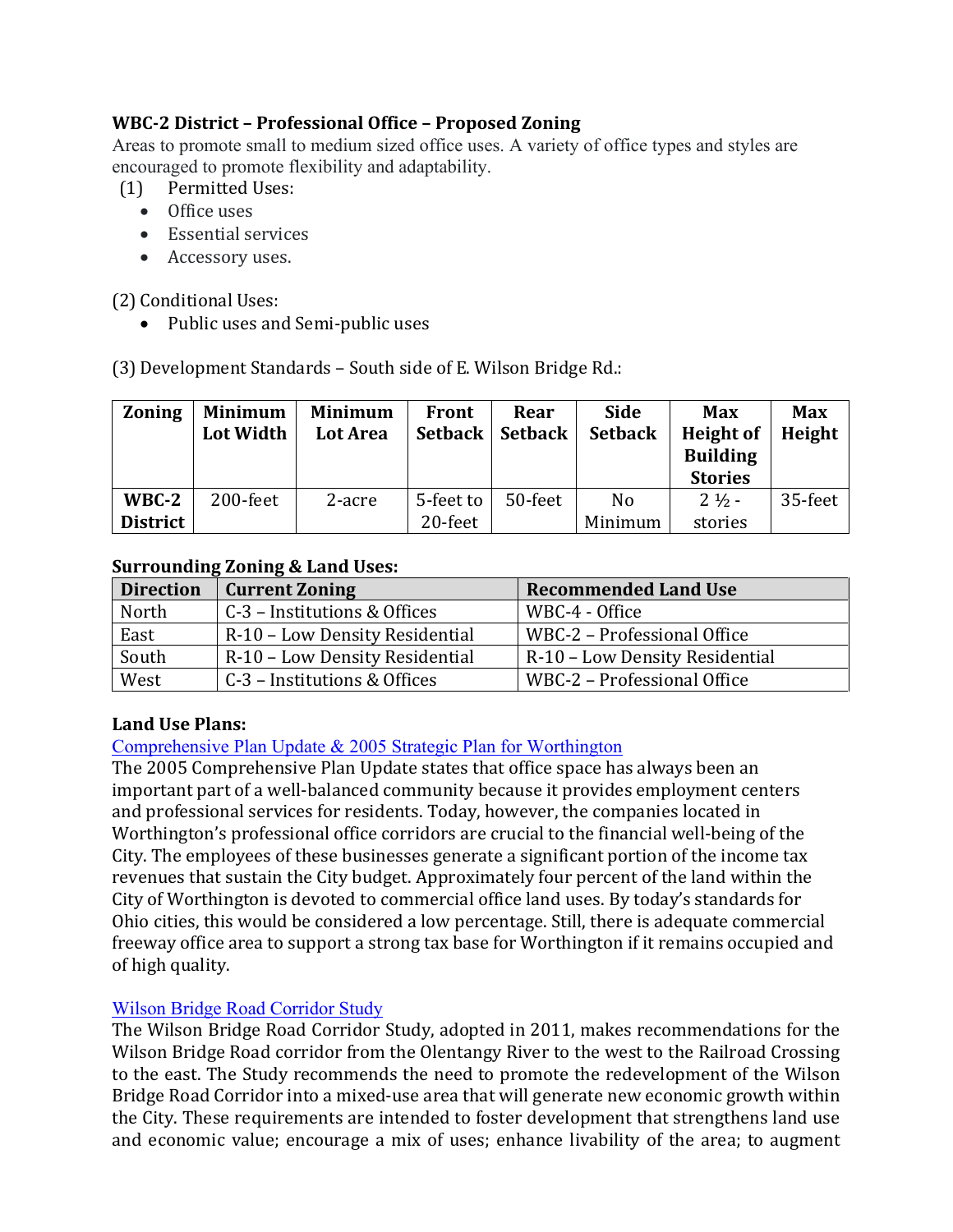**WBC-2 District – Professional Office – Proposed Zoning**

Areas to promote small to medium sized office uses. A variety of office types and styles are encouraged to promote flexibility and adaptability.

(1) Permitted Uses:

- Office uses
- Essential services
- Accessory uses.

(2) Conditional Uses:

- Public uses and Semi-public uses

(3) Development Standards – South side of E. Wilson Bridge Rd.:

| Zoning | Minimum Lot Width | Minimum Lot Area | Front Setback | Rear Setback | Side Setback | Max Height of Building Stories | Max Height |
|---|---|---|---|---|---|---|---|
| **WBC-2 District** | 200-feet | 2-acre | 5-feet to 20-feet | 50-feet | No Minimum | 2 ½ - stories | 35-feet |

**Surrounding Zoning & Land Uses:**

| Direction | Current Zoning | Recommended Land Use |
|---|---|---|
| North | C-3 – Institutions & Offices | WBC-4 - Office |
| East | R-10 – Low Density Residential | WBC-2 – Professional Office |
| South | R-10 – Low Density Residential | R-10 – Low Density Residential |
| West | C-3 – Institutions & Offices | WBC-2 – Professional Office |

**Land Use Plans:**

Comprehensive Plan Update & 2005 Strategic Plan for Worthington

The 2005 Comprehensive Plan Update states that office space has always been an important part of a well-balanced community because it provides employment centers and professional services for residents. Today, however, the companies located in Worthington's professional office corridors are crucial to the financial well-being of the City. The employees of these businesses generate a significant portion of the income tax revenues that sustain the City budget. Approximately four percent of the land within the City of Worthington is devoted to commercial office land uses. By today's standards for Ohio cities, this would be considered a low percentage. Still, there is adequate commercial freeway office area to support a strong tax base for Worthington if it remains occupied and of high quality.

Wilson Bridge Road Corridor Study

The Wilson Bridge Road Corridor Study, adopted in 2011, makes recommendations for the Wilson Bridge Road corridor from the Olentangy River to the west to the Railroad Crossing to the east. The Study recommends the need to promote the redevelopment of the Wilson Bridge Road Corridor into a mixed-use area that will generate new economic growth within the City. These requirements are intended to foster development that strengthens land use and economic value; encourage a mix of uses; enhance livability of the area; to augment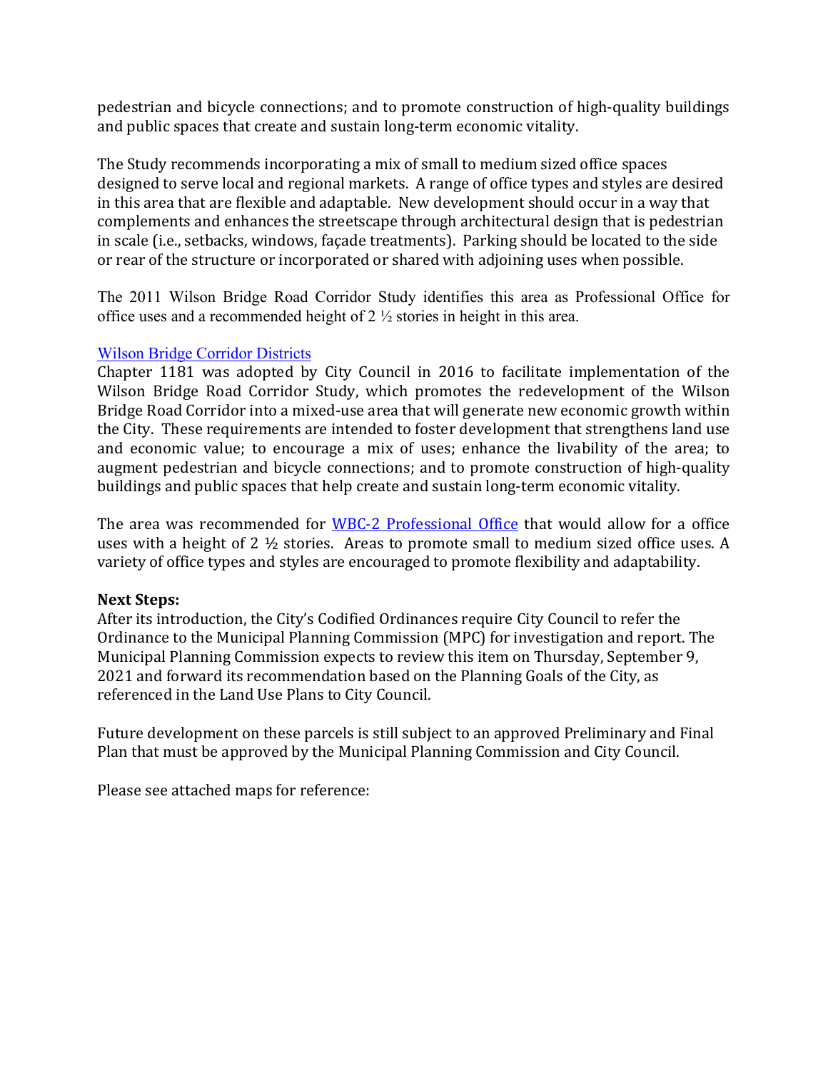pedestrian and bicycle connections; and to promote construction of high-quality buildings and public spaces that create and sustain long-term economic vitality.

The Study recommends incorporating a mix of small to medium sized office spaces designed to serve local and regional markets. A range of office types and styles are desired in this area that are flexible and adaptable. New development should occur in a way that complements and enhances the streetscape through architectural design that is pedestrian in scale (i.e., setbacks, windows, façade treatments). Parking should be located to the side or rear of the structure or incorporated or shared with adjoining uses when possible.

The 2011 Wilson Bridge Road Corridor Study identifies this area as Professional Office for office uses and a recommended height of 2 ½ stories in height in this area.

[Wilson Bridge Corridor Districts](#)

Chapter 1181 was adopted by City Council in 2016 to facilitate implementation of the Wilson Bridge Road Corridor Study, which promotes the redevelopment of the Wilson Bridge Road Corridor into a mixed-use area that will generate new economic growth within the City. These requirements are intended to foster development that strengthens land use and economic value; to encourage a mix of uses; enhance the livability of the area; to augment pedestrian and bicycle connections; and to promote construction of high-quality buildings and public spaces that help create and sustain long-term economic vitality.

The area was recommended for [WBC-2 Professional Office](#) that would allow for a office uses with a height of 2 ½ stories. Areas to promote small to medium sized office uses. A variety of office types and styles are encouraged to promote flexibility and adaptability.

**Next Steps:**

After its introduction, the City's Codified Ordinances require City Council to refer the Ordinance to the Municipal Planning Commission (MPC) for investigation and report. The Municipal Planning Commission expects to review this item on Thursday, September 9, 2021 and forward its recommendation based on the Planning Goals of the City, as referenced in the Land Use Plans to City Council.

Future development on these parcels is still subject to an approved Preliminary and Final Plan that must be approved by the Municipal Planning Commission and City Council.

Please see attached maps for reference: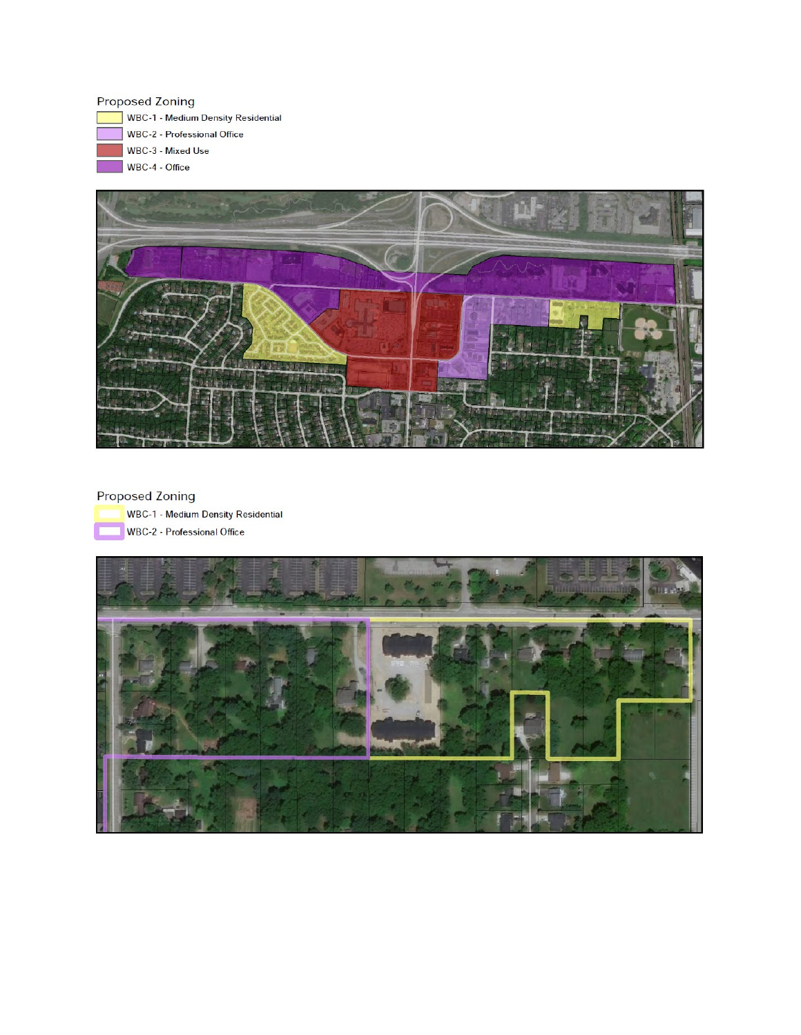Proposed Zoning

- WBC-1 - Medium Density Residential
- WBC-2 - Professional Office
- WBC-3 - Mixed Use
- WBC-4 - Office

Proposed Zoning

- WBC-1 - Medium Density Residential
- WBC-2 - Professional Office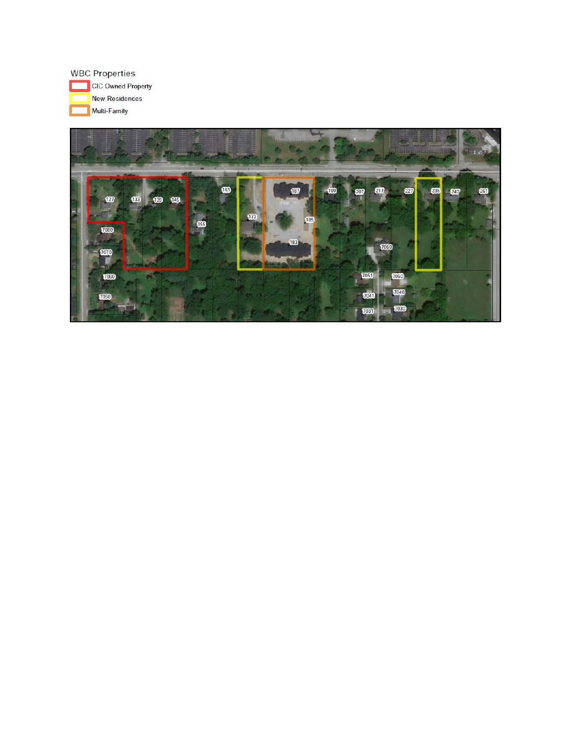WBC Properties

CIC Owned Property

New Residences

Multi-Family

127
133
139
145
7080
7070
7060
7050
163
155
173
187
185
183
199
207
217
227
235
247
261
7060
7051
7050
7041
7040
7031
7030